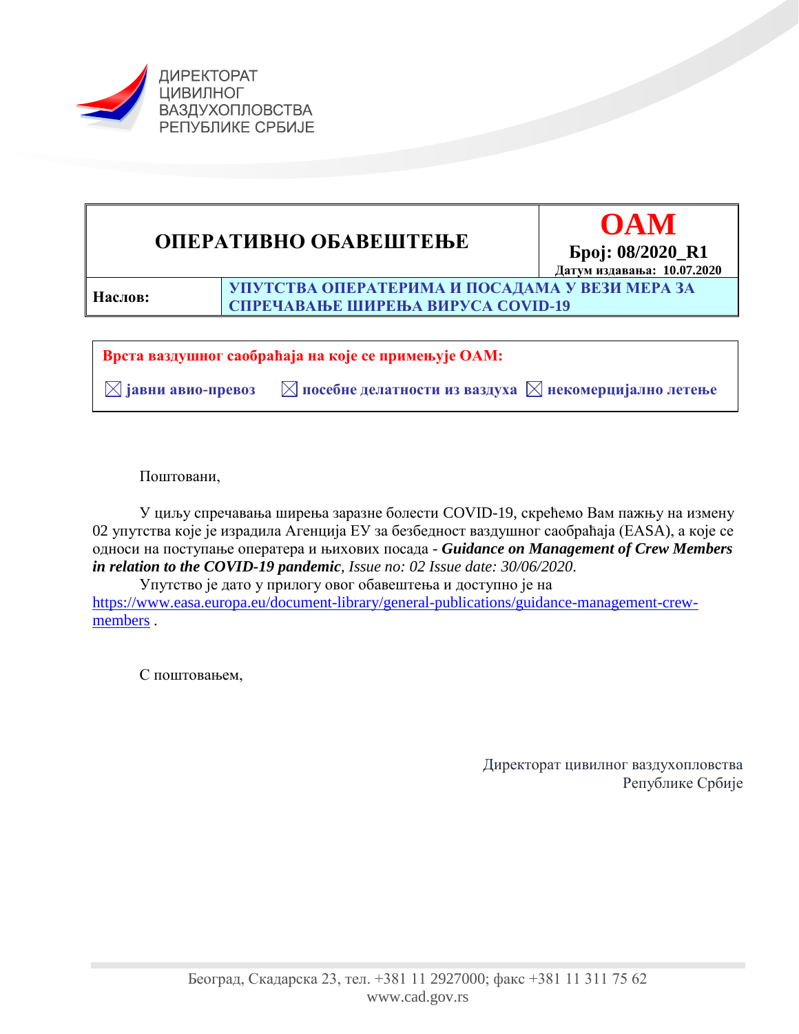ДИРЕКТОРАТ
ЦИВИЛНОГ
ВАЗДУХОПЛОВСТВА
РЕПУБЛИКЕ СРБИЈЕ

| **ОПЕРАТИВНО ОБАВЕШТЕЊЕ** | | **OAM**<br>**Број: 08/2020_R1**<br>**Датум издавања: 10.07.2020** |
|---|---|---|
| **Наслов:** | **УПУТСТВА ОПЕРАТЕРИМА И ПОСАДАМА У ВЕЗИ МЕРА ЗА СПРЕЧАВАЊЕ ШИРЕЊА ВИРУСА COVID-19** | |

**Врста ваздушног саобраћаја на које се примењује ОАМ:**

☒ **јавни авио-превоз** ☒ **посебне делатности из ваздуха** ☒ **некомерцијално летење**

Поштовани,

У циљу спречавања ширења заразне болести COVID-19, скрећемо Вам пажњу на измену 02 упутства које је израдила Агенција ЕУ за безбедност ваздушног саобраћаја (EASA), а које се односи на поступање оператера и њихових посада - ***Guidance on Management of Crew Members in relation to the COVID-19 pandemic****, Issue no: 02 Issue date: 30/06/2020*.

Упутство је дато у прилогу овог обавештења и доступно је на https://www.easa.europa.eu/document-library/general-publications/guidance-management-crew-members .

С поштовањем,

Директорат цивилног ваздухопловства
Републике Србије

Београд, Скадарска 23, тел. +381 11 2927000; факс +381 11 311 75 62
www.cad.gov.rs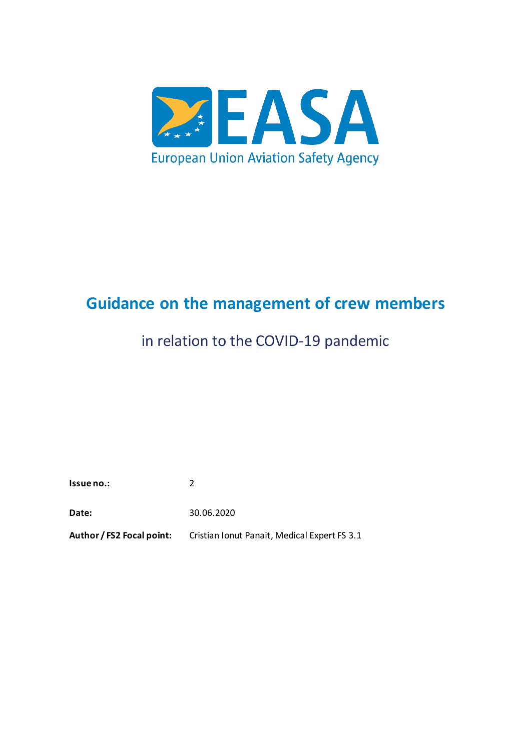European Union Aviation Safety Agency

# Guidance on the management of crew members

## in relation to the COVID-19 pandemic

**Issue no.:** 2

**Date:** 30.06.2020

**Author / FS2 Focal point:** Cristian Ionut Panait, Medical Expert FS 3.1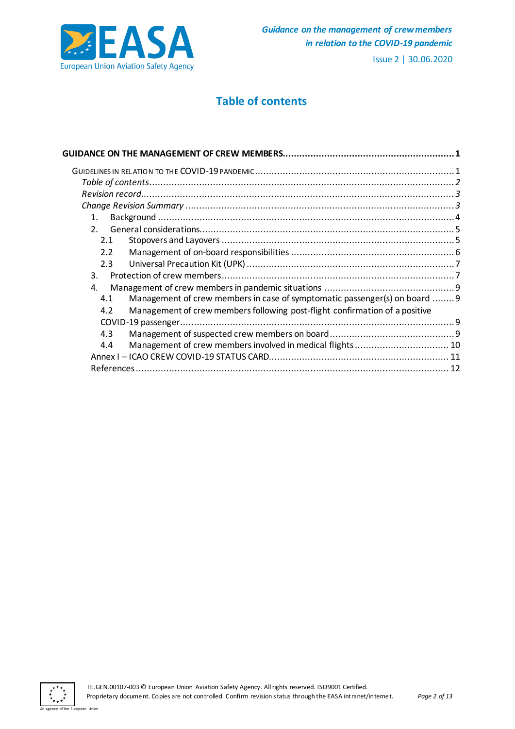# Table of contents

**GUIDANCE ON THE MANAGEMENT OF CREW MEMBERS............................................................. 1**

GUIDELINES IN RELATION TO THE COVID-19 PANDEMIC....................................................................... 1

*Table of contents............................................................................................................. 2*

*Revision record.................................................................................................................. 3*

*Change Revision Summary ................................................................................................ 3*

1. Background ........................................................................................................... 4
2. General considerations.............................................................................................. 5
   - 2.1 Stopovers and Layovers .................................................................................... 5
   - 2.2 Management of on-board responsibilities ........................................................... 6
   - 2.3 Universal Precaution Kit (UPK) ........................................................................... 7
3. Protection of crew members..................................................................................... 7
4. Management of crew members in pandemic situations ............................................... 9
   - 4.1 Management of crew members in case of symptomatic passenger(s) on board ........ 9
   - 4.2 Management of crew members following post-flight confirmation of a positive COVID-19 passenger.................................................................................................. 9
   - 4.3 Management of suspected crew members on board ............................................. 9
   - 4.4 Management of crew members involved in medical flights .................................. 10

Annex I – ICAO CREW COVID-19 STATUS CARD................................................................ 11

References ................................................................................................................... 12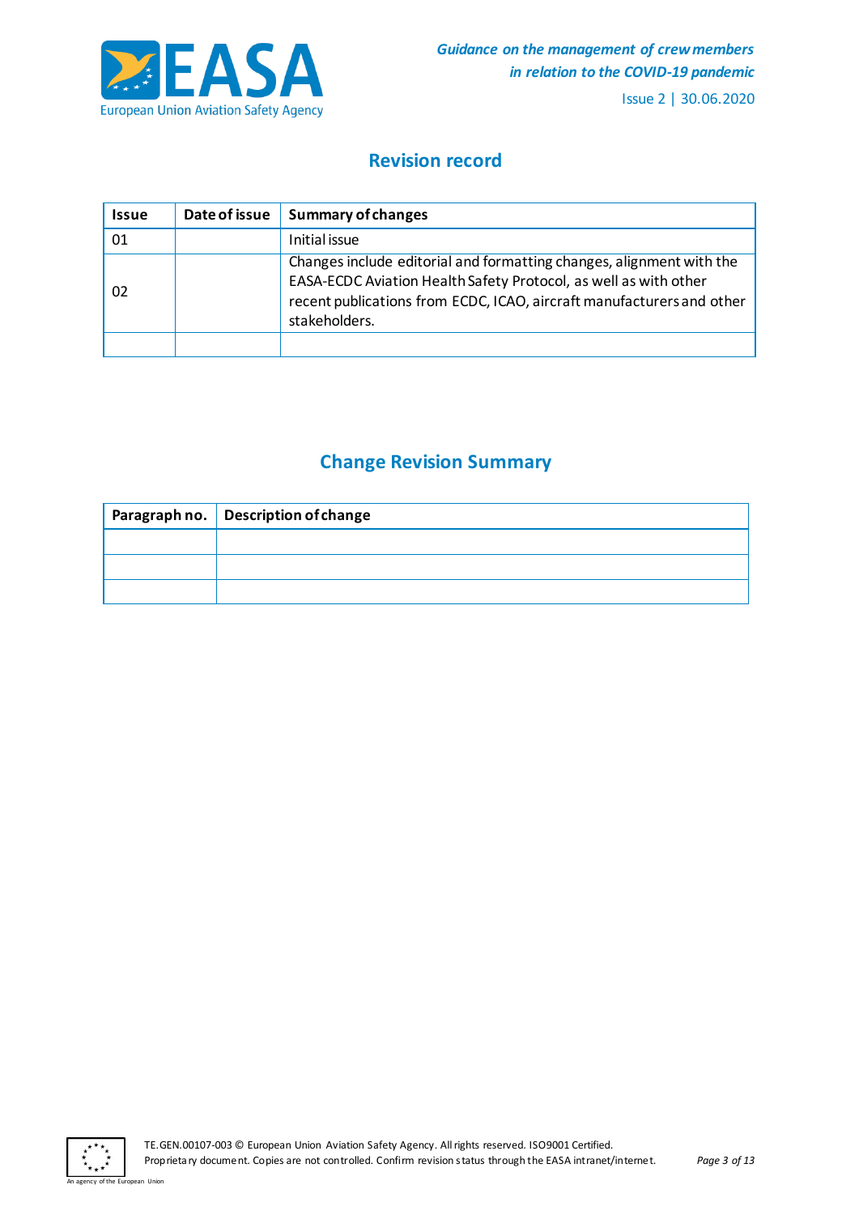## Revision record

| Issue | Date of issue | Summary of changes |
|---|---|---|
| 01 | | Initial issue |
| 02 | | Changes include editorial and formatting changes, alignment with the EASA-ECDC Aviation Health Safety Protocol, as well as with other recent publications from ECDC, ICAO, aircraft manufacturers and other stakeholders. |
| | | |

## Change Revision Summary

| Paragraph no. | Description of change |
|---|---|
| | |
| | |
| | |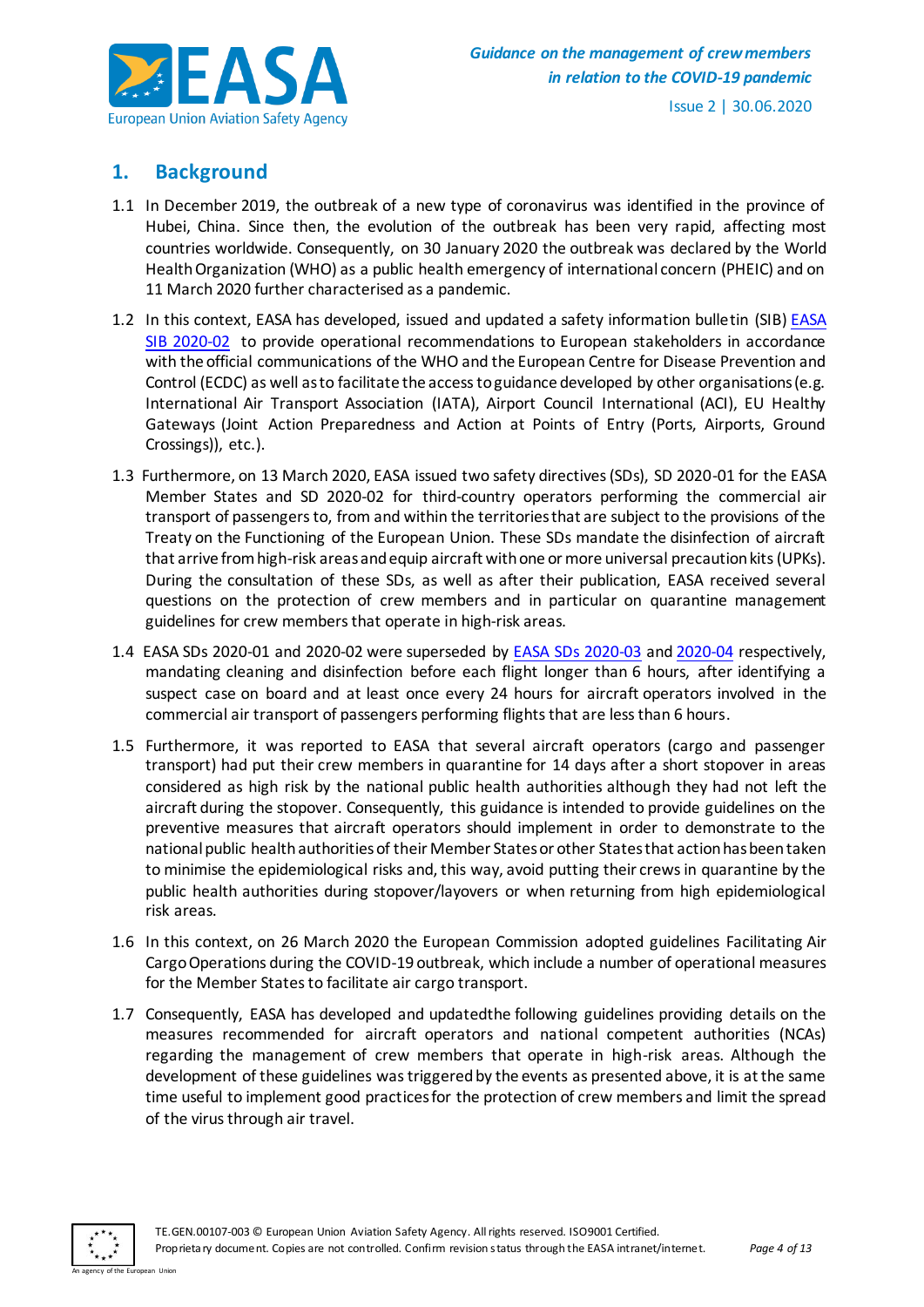## 1. Background

1.1 In December 2019, the outbreak of a new type of coronavirus was identified in the province of Hubei, China. Since then, the evolution of the outbreak has been very rapid, affecting most countries worldwide. Consequently, on 30 January 2020 the outbreak was declared by the World Health Organization (WHO) as a public health emergency of international concern (PHEIC) and on 11 March 2020 further characterised as a pandemic.

1.2 In this context, EASA has developed, issued and updated a safety information bulletin (SIB) EASA SIB 2020-02 to provide operational recommendations to European stakeholders in accordance with the official communications of the WHO and the European Centre for Disease Prevention and Control (ECDC) as well as to facilitate the access to guidance developed by other organisations (e.g. International Air Transport Association (IATA), Airport Council International (ACI), EU Healthy Gateways (Joint Action Preparedness and Action at Points of Entry (Ports, Airports, Ground Crossings)), etc.).

1.3 Furthermore, on 13 March 2020, EASA issued two safety directives (SDs), SD 2020-01 for the EASA Member States and SD 2020-02 for third-country operators performing the commercial air transport of passengers to, from and within the territories that are subject to the provisions of the Treaty on the Functioning of the European Union. These SDs mandate the disinfection of aircraft that arrive from high-risk areas and equip aircraft with one or more universal precaution kits (UPKs). During the consultation of these SDs, as well as after their publication, EASA received several questions on the protection of crew members and in particular on quarantine management guidelines for crew members that operate in high-risk areas.

1.4 EASA SDs 2020-01 and 2020-02 were superseded by EASA SDs 2020-03 and 2020-04 respectively, mandating cleaning and disinfection before each flight longer than 6 hours, after identifying a suspect case on board and at least once every 24 hours for aircraft operators involved in the commercial air transport of passengers performing flights that are less than 6 hours.

1.5 Furthermore, it was reported to EASA that several aircraft operators (cargo and passenger transport) had put their crew members in quarantine for 14 days after a short stopover in areas considered as high risk by the national public health authorities although they had not left the aircraft during the stopover. Consequently, this guidance is intended to provide guidelines on the preventive measures that aircraft operators should implement in order to demonstrate to the national public health authorities of their Member States or other States that action has been taken to minimise the epidemiological risks and, this way, avoid putting their crews in quarantine by the public health authorities during stopover/layovers or when returning from high epidemiological risk areas.

1.6 In this context, on 26 March 2020 the European Commission adopted guidelines Facilitating Air Cargo Operations during the COVID-19 outbreak, which include a number of operational measures for the Member States to facilitate air cargo transport.

1.7 Consequently, EASA has developed and updatedthe following guidelines providing details on the measures recommended for aircraft operators and national competent authorities (NCAs) regarding the management of crew members that operate in high-risk areas. Although the development of these guidelines was triggered by the events as presented above, it is at the same time useful to implement good practices for the protection of crew members and limit the spread of the virus through air travel.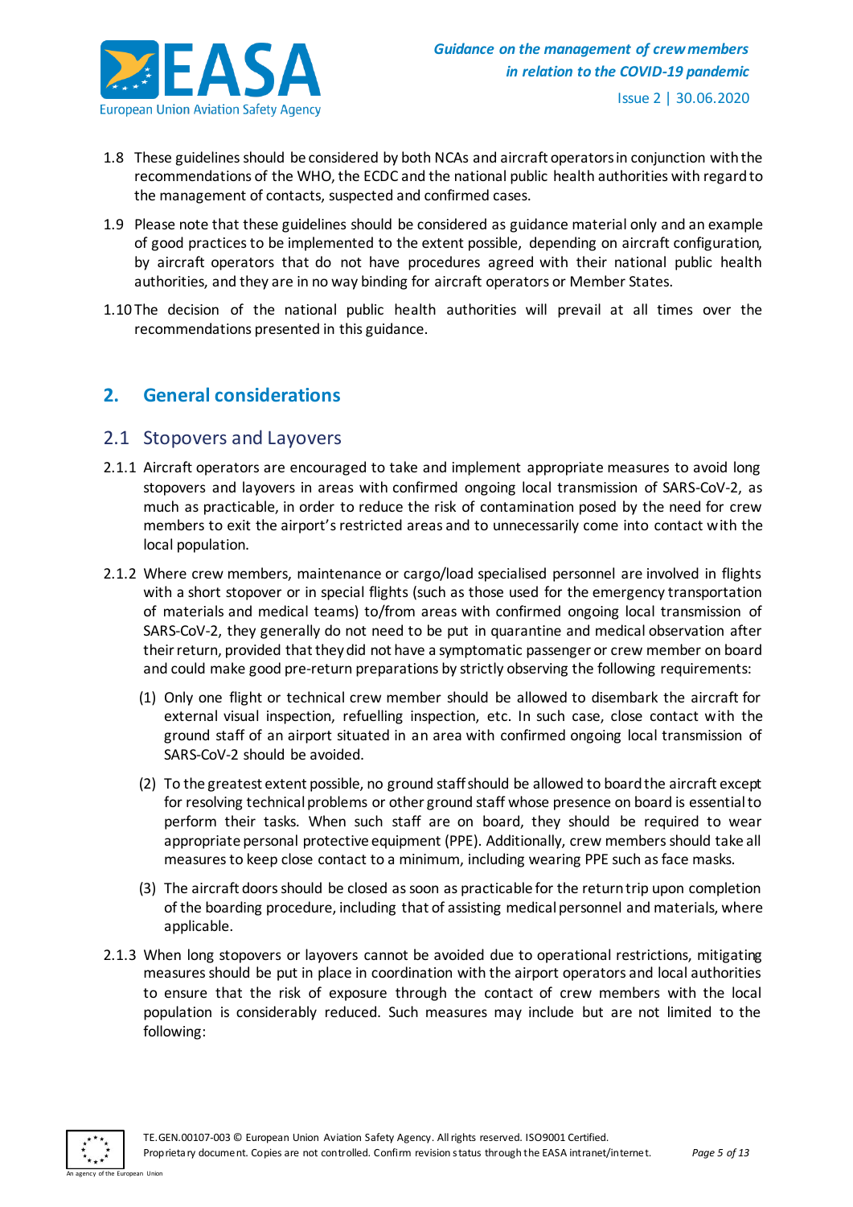1.8 These guidelines should be considered by both NCAs and aircraft operators in conjunction with the recommendations of the WHO, the ECDC and the national public health authorities with regard to the management of contacts, suspected and confirmed cases.

1.9 Please note that these guidelines should be considered as guidance material only and an example of good practices to be implemented to the extent possible, depending on aircraft configuration, by aircraft operators that do not have procedures agreed with their national public health authorities, and they are in no way binding for aircraft operators or Member States.

1.10 The decision of the national public health authorities will prevail at all times over the recommendations presented in this guidance.

## 2. General considerations

### 2.1 Stopovers and Layovers

2.1.1 Aircraft operators are encouraged to take and implement appropriate measures to avoid long stopovers and layovers in areas with confirmed ongoing local transmission of SARS-CoV-2, as much as practicable, in order to reduce the risk of contamination posed by the need for crew members to exit the airport's restricted areas and to unnecessarily come into contact with the local population.

2.1.2 Where crew members, maintenance or cargo/load specialised personnel are involved in flights with a short stopover or in special flights (such as those used for the emergency transportation of materials and medical teams) to/from areas with confirmed ongoing local transmission of SARS-CoV-2, they generally do not need to be put in quarantine and medical observation after their return, provided that they did not have a symptomatic passenger or crew member on board and could make good pre-return preparations by strictly observing the following requirements:

(1) Only one flight or technical crew member should be allowed to disembark the aircraft for external visual inspection, refuelling inspection, etc. In such case, close contact with the ground staff of an airport situated in an area with confirmed ongoing local transmission of SARS-CoV-2 should be avoided.

(2) To the greatest extent possible, no ground staff should be allowed to board the aircraft except for resolving technical problems or other ground staff whose presence on board is essential to perform their tasks. When such staff are on board, they should be required to wear appropriate personal protective equipment (PPE). Additionally, crew members should take all measures to keep close contact to a minimum, including wearing PPE such as face masks.

(3) The aircraft doors should be closed as soon as practicable for the return trip upon completion of the boarding procedure, including that of assisting medical personnel and materials, where applicable.

2.1.3 When long stopovers or layovers cannot be avoided due to operational restrictions, mitigating measures should be put in place in coordination with the airport operators and local authorities to ensure that the risk of exposure through the contact of crew members with the local population is considerably reduced. Such measures may include but are not limited to the following: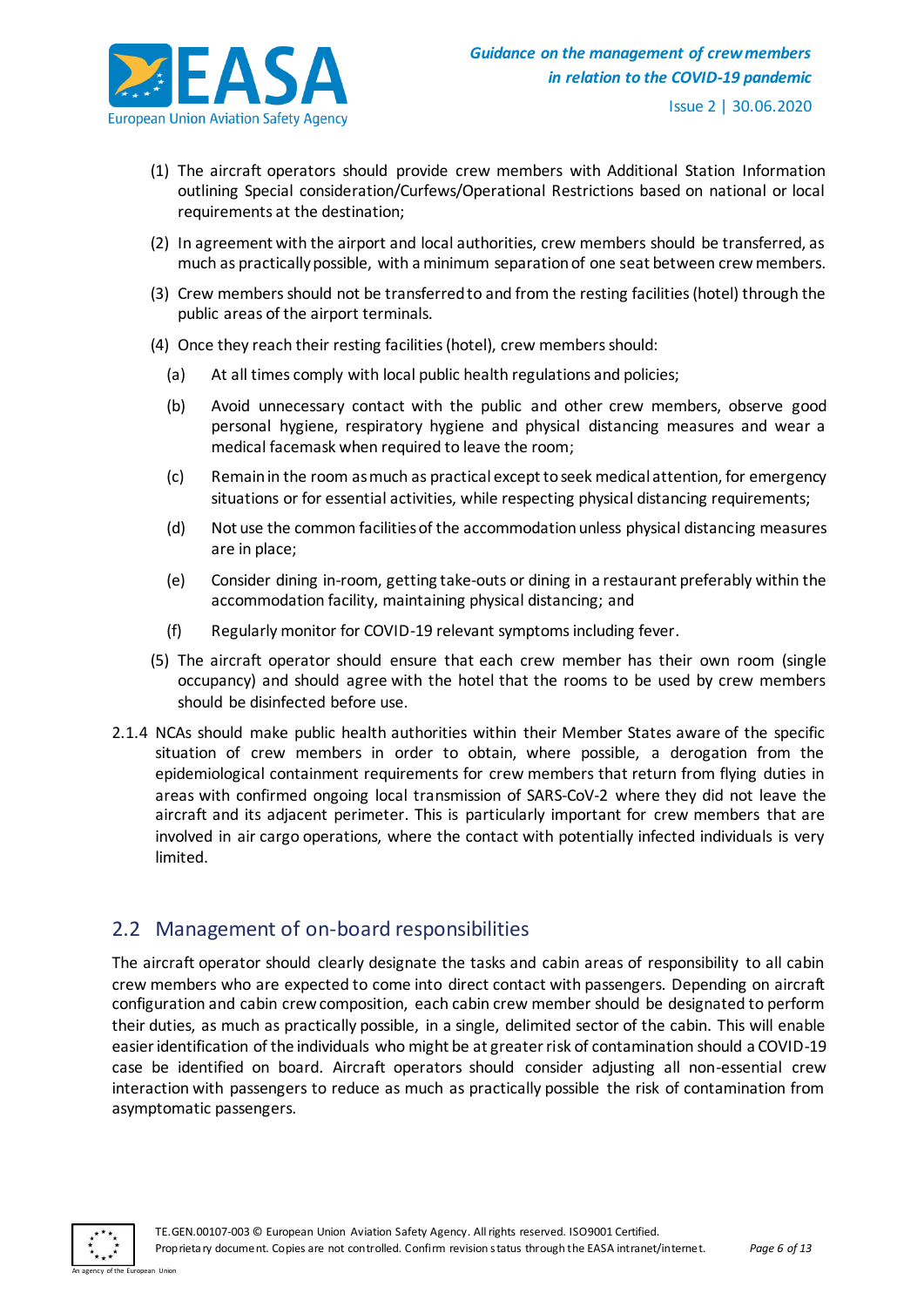(1) The aircraft operators should provide crew members with Additional Station Information outlining Special consideration/Curfews/Operational Restrictions based on national or local requirements at the destination;

(2) In agreement with the airport and local authorities, crew members should be transferred, as much as practically possible, with a minimum separation of one seat between crew members.

(3) Crew members should not be transferred to and from the resting facilities (hotel) through the public areas of the airport terminals.

(4) Once they reach their resting facilities (hotel), crew members should:

   (a) At all times comply with local public health regulations and policies;

   (b) Avoid unnecessary contact with the public and other crew members, observe good personal hygiene, respiratory hygiene and physical distancing measures and wear a medical facemask when required to leave the room;

   (c) Remain in the room as much as practical except to seek medical attention, for emergency situations or for essential activities, while respecting physical distancing requirements;

   (d) Not use the common facilities of the accommodation unless physical distancing measures are in place;

   (e) Consider dining in-room, getting take-outs or dining in a restaurant preferably within the accommodation facility, maintaining physical distancing; and

   (f) Regularly monitor for COVID-19 relevant symptoms including fever.

(5) The aircraft operator should ensure that each crew member has their own room (single occupancy) and should agree with the hotel that the rooms to be used by crew members should be disinfected before use.

2.1.4 NCAs should make public health authorities within their Member States aware of the specific situation of crew members in order to obtain, where possible, a derogation from the epidemiological containment requirements for crew members that return from flying duties in areas with confirmed ongoing local transmission of SARS-CoV-2 where they did not leave the aircraft and its adjacent perimeter. This is particularly important for crew members that are involved in air cargo operations, where the contact with potentially infected individuals is very limited.

## 2.2 Management of on-board responsibilities

The aircraft operator should clearly designate the tasks and cabin areas of responsibility to all cabin crew members who are expected to come into direct contact with passengers. Depending on aircraft configuration and cabin crew composition, each cabin crew member should be designated to perform their duties, as much as practically possible, in a single, delimited sector of the cabin. This will enable easier identification of the individuals who might be at greater risk of contamination should a COVID-19 case be identified on board. Aircraft operators should consider adjusting all non-essential crew interaction with passengers to reduce as much as practically possible the risk of contamination from asymptomatic passengers.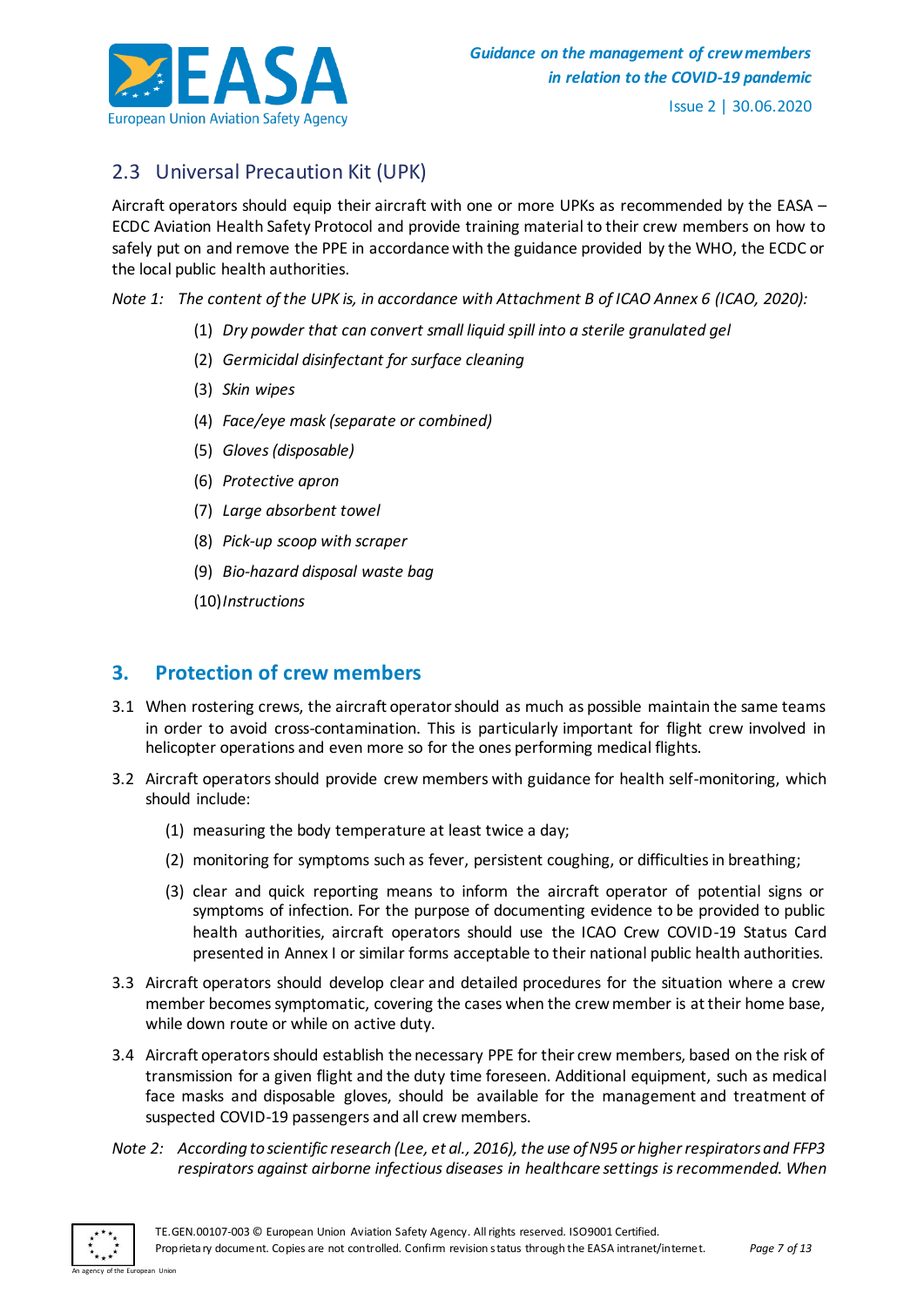## 2.3 Universal Precaution Kit (UPK)

Aircraft operators should equip their aircraft with one or more UPKs as recommended by the EASA – ECDC Aviation Health Safety Protocol and provide training material to their crew members on how to safely put on and remove the PPE in accordance with the guidance provided by the WHO, the ECDC or the local public health authorities.

*Note 1: The content of the UPK is, in accordance with Attachment B of ICAO Annex 6 (ICAO, 2020):*

- (1) *Dry powder that can convert small liquid spill into a sterile granulated gel*
- (2) *Germicidal disinfectant for surface cleaning*
- (3) *Skin wipes*
- (4) *Face/eye mask (separate or combined)*
- (5) *Gloves (disposable)*
- (6) *Protective apron*
- (7) *Large absorbent towel*
- (8) *Pick-up scoop with scraper*
- (9) *Bio-hazard disposal waste bag*
- (10) *Instructions*

# 3. Protection of crew members

3.1 When rostering crews, the aircraft operator should as much as possible maintain the same teams in order to avoid cross-contamination. This is particularly important for flight crew involved in helicopter operations and even more so for the ones performing medical flights.

3.2 Aircraft operators should provide crew members with guidance for health self-monitoring, which should include:

- (1) measuring the body temperature at least twice a day;
- (2) monitoring for symptoms such as fever, persistent coughing, or difficulties in breathing;
- (3) clear and quick reporting means to inform the aircraft operator of potential signs or symptoms of infection. For the purpose of documenting evidence to be provided to public health authorities, aircraft operators should use the ICAO Crew COVID-19 Status Card presented in Annex I or similar forms acceptable to their national public health authorities.

3.3 Aircraft operators should develop clear and detailed procedures for the situation where a crew member becomes symptomatic, covering the cases when the crew member is at their home base, while down route or while on active duty.

3.4 Aircraft operators should establish the necessary PPE for their crew members, based on the risk of transmission for a given flight and the duty time foreseen. Additional equipment, such as medical face masks and disposable gloves, should be available for the management and treatment of suspected COVID-19 passengers and all crew members.

*Note 2: According to scientific research (Lee, et al., 2016), the use of N95 or higher respirators and FFP3 respirators against airborne infectious diseases in healthcare settings is recommended. When*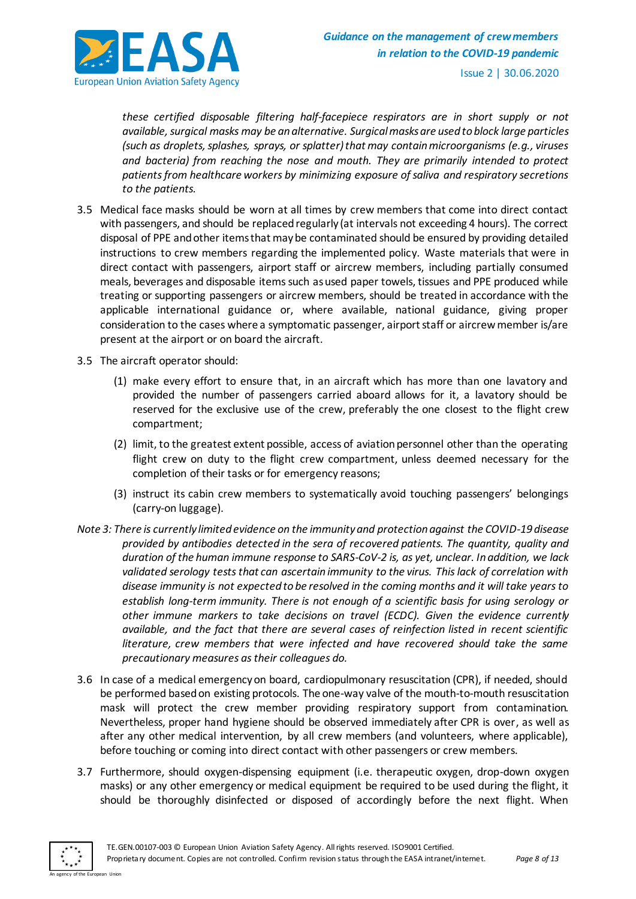*these certified disposable filtering half-facepiece respirators are in short supply or not available, surgical masks may be an alternative. Surgical masks are used to block large particles (such as droplets, splashes, sprays, or splatter) that may contain microorganisms (e.g., viruses and bacteria) from reaching the nose and mouth. They are primarily intended to protect patients from healthcare workers by minimizing exposure of saliva and respiratory secretions to the patients.*

3.5 Medical face masks should be worn at all times by crew members that come into direct contact with passengers, and should be replaced regularly (at intervals not exceeding 4 hours). The correct disposal of PPE and other items that may be contaminated should be ensured by providing detailed instructions to crew members regarding the implemented policy. Waste materials that were in direct contact with passengers, airport staff or aircrew members, including partially consumed meals, beverages and disposable items such as used paper towels, tissues and PPE produced while treating or supporting passengers or aircrew members, should be treated in accordance with the applicable international guidance or, where available, national guidance, giving proper consideration to the cases where a symptomatic passenger, airport staff or aircrew member is/are present at the airport or on board the aircraft.

3.5 The aircraft operator should:

(1) make every effort to ensure that, in an aircraft which has more than one lavatory and provided the number of passengers carried aboard allows for it, a lavatory should be reserved for the exclusive use of the crew, preferably the one closest to the flight crew compartment;

(2) limit, to the greatest extent possible, access of aviation personnel other than the operating flight crew on duty to the flight crew compartment, unless deemed necessary for the completion of their tasks or for emergency reasons;

(3) instruct its cabin crew members to systematically avoid touching passengers' belongings (carry-on luggage).

*Note 3: There is currently limited evidence on the immunity and protection against the COVID-19 disease provided by antibodies detected in the sera of recovered patients. The quantity, quality and duration of the human immune response to SARS-CoV-2 is, as yet, unclear. In addition, we lack validated serology tests that can ascertain immunity to the virus. This lack of correlation with disease immunity is not expected to be resolved in the coming months and it will take years to establish long-term immunity. There is not enough of a scientific basis for using serology or other immune markers to take decisions on travel (ECDC). Given the evidence currently available, and the fact that there are several cases of reinfection listed in recent scientific literature, crew members that were infected and have recovered should take the same precautionary measures as their colleagues do.*

3.6 In case of a medical emergency on board, cardiopulmonary resuscitation (CPR), if needed, should be performed based on existing protocols. The one-way valve of the mouth-to-mouth resuscitation mask will protect the crew member providing respiratory support from contamination. Nevertheless, proper hand hygiene should be observed immediately after CPR is over, as well as after any other medical intervention, by all crew members (and volunteers, where applicable), before touching or coming into direct contact with other passengers or crew members.

3.7 Furthermore, should oxygen-dispensing equipment (i.e. therapeutic oxygen, drop-down oxygen masks) or any other emergency or medical equipment be required to be used during the flight, it should be thoroughly disinfected or disposed of accordingly before the next flight. When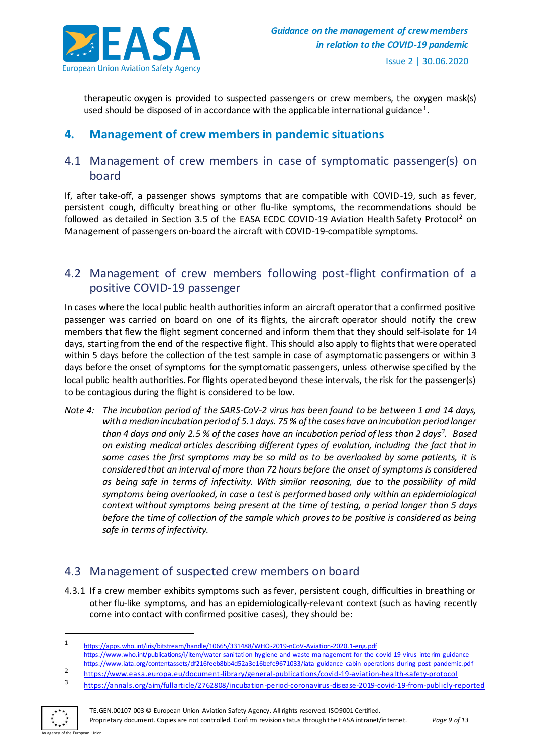therapeutic oxygen is provided to suspected passengers or crew members, the oxygen mask(s) used should be disposed of in accordance with the applicable international guidance[1].

## 4. Management of crew members in pandemic situations

### 4.1 Management of crew members in case of symptomatic passenger(s) on board

If, after take-off, a passenger shows symptoms that are compatible with COVID-19, such as fever, persistent cough, difficulty breathing or other flu-like symptoms, the recommendations should be followed as detailed in Section 3.5 of the EASA ECDC COVID-19 Aviation Health Safety Protocol[2] on Management of passengers on-board the aircraft with COVID-19-compatible symptoms.

### 4.2 Management of crew members following post-flight confirmation of a positive COVID-19 passenger

In cases where the local public health authorities inform an aircraft operator that a confirmed positive passenger was carried on board on one of its flights, the aircraft operator should notify the crew members that flew the flight segment concerned and inform them that they should self-isolate for 14 days, starting from the end of the respective flight. This should also apply to flights that were operated within 5 days before the collection of the test sample in case of asymptomatic passengers or within 3 days before the onset of symptoms for the symptomatic passengers, unless otherwise specified by the local public health authorities. For flights operated beyond these intervals, the risk for the passenger(s) to be contagious during the flight is considered to be low.

*Note 4: The incubation period of the SARS-CoV-2 virus has been found to be between 1 and 14 days, with a median incubation period of 5.1 days. 75 % of the cases have an incubation period longer than 4 days and only 2.5 % of the cases have an incubation period of less than 2 days[3]. Based on existing medical articles describing different types of evolution, including the fact that in some cases the first symptoms may be so mild as to be overlooked by some patients, it is considered that an interval of more than 72 hours before the onset of symptoms is considered as being safe in terms of infectivity. With similar reasoning, due to the possibility of mild symptoms being overlooked, in case a test is performed based only within an epidemiological context without symptoms being present at the time of testing, a period longer than 5 days before the time of collection of the sample which proves to be positive is considered as being safe in terms of infectivity.*

### 4.3 Management of suspected crew members on board

4.3.1 If a crew member exhibits symptoms such as fever, persistent cough, difficulties in breathing or other flu-like symptoms, and has an epidemiologically-relevant context (such as having recently come into contact with confirmed positive cases), they should be:

---

[1] https://apps.who.int/iris/bitstream/handle/10665/331488/WHO-2019-nCoV-Aviation-2020.1-eng.pdf
https://www.who.int/publications/i/item/water-sanitation-hygiene-and-waste-management-for-the-covid-19-virus-interim-guidance
https://www.iata.org/contentassets/df216feeb8bb4d52a3e16befe9671033/iata-guidance-cabin-operations-during-post-pandemic.pdf

[2] https://www.easa.europa.eu/document-library/general-publications/covid-19-aviation-health-safety-protocol

[3] https://annals.org/aim/fullarticle/2762808/incubation-period-coronavirus-disease-2019-covid-19-from-publicly-reported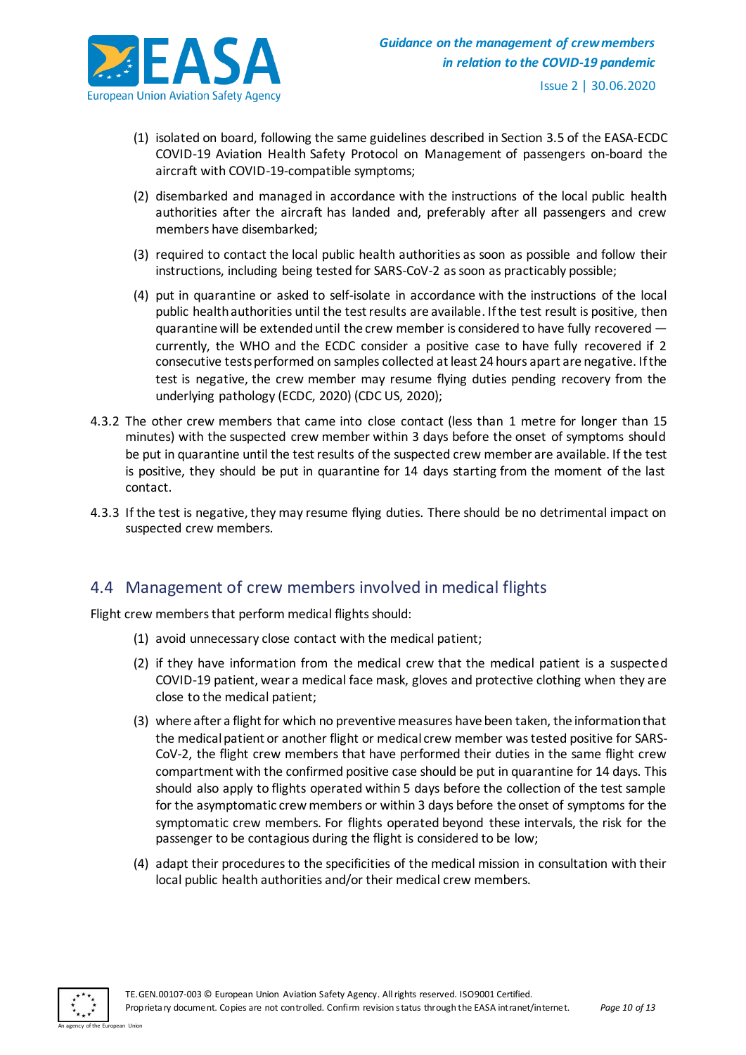(1) isolated on board, following the same guidelines described in Section 3.5 of the EASA-ECDC COVID-19 Aviation Health Safety Protocol on Management of passengers on-board the aircraft with COVID-19-compatible symptoms;

(2) disembarked and managed in accordance with the instructions of the local public health authorities after the aircraft has landed and, preferably after all passengers and crew members have disembarked;

(3) required to contact the local public health authorities as soon as possible and follow their instructions, including being tested for SARS-CoV-2 as soon as practicably possible;

(4) put in quarantine or asked to self-isolate in accordance with the instructions of the local public health authorities until the test results are available. If the test result is positive, then quarantine will be extended until the crew member is considered to have fully recovered — currently, the WHO and the ECDC consider a positive case to have fully recovered if 2 consecutive tests performed on samples collected at least 24 hours apart are negative. If the test is negative, the crew member may resume flying duties pending recovery from the underlying pathology (ECDC, 2020) (CDC US, 2020);

4.3.2 The other crew members that came into close contact (less than 1 metre for longer than 15 minutes) with the suspected crew member within 3 days before the onset of symptoms should be put in quarantine until the test results of the suspected crew member are available. If the test is positive, they should be put in quarantine for 14 days starting from the moment of the last contact.

4.3.3 If the test is negative, they may resume flying duties. There should be no detrimental impact on suspected crew members.

## 4.4 Management of crew members involved in medical flights

Flight crew members that perform medical flights should:

(1) avoid unnecessary close contact with the medical patient;

(2) if they have information from the medical crew that the medical patient is a suspected COVID-19 patient, wear a medical face mask, gloves and protective clothing when they are close to the medical patient;

(3) where after a flight for which no preventive measures have been taken, the information that the medical patient or another flight or medical crew member was tested positive for SARS-CoV-2, the flight crew members that have performed their duties in the same flight crew compartment with the confirmed positive case should be put in quarantine for 14 days. This should also apply to flights operated within 5 days before the collection of the test sample for the asymptomatic crew members or within 3 days before the onset of symptoms for the symptomatic crew members. For flights operated beyond these intervals, the risk for the passenger to be contagious during the flight is considered to be low;

(4) adapt their procedures to the specificities of the medical mission in consultation with their local public health authorities and/or their medical crew members.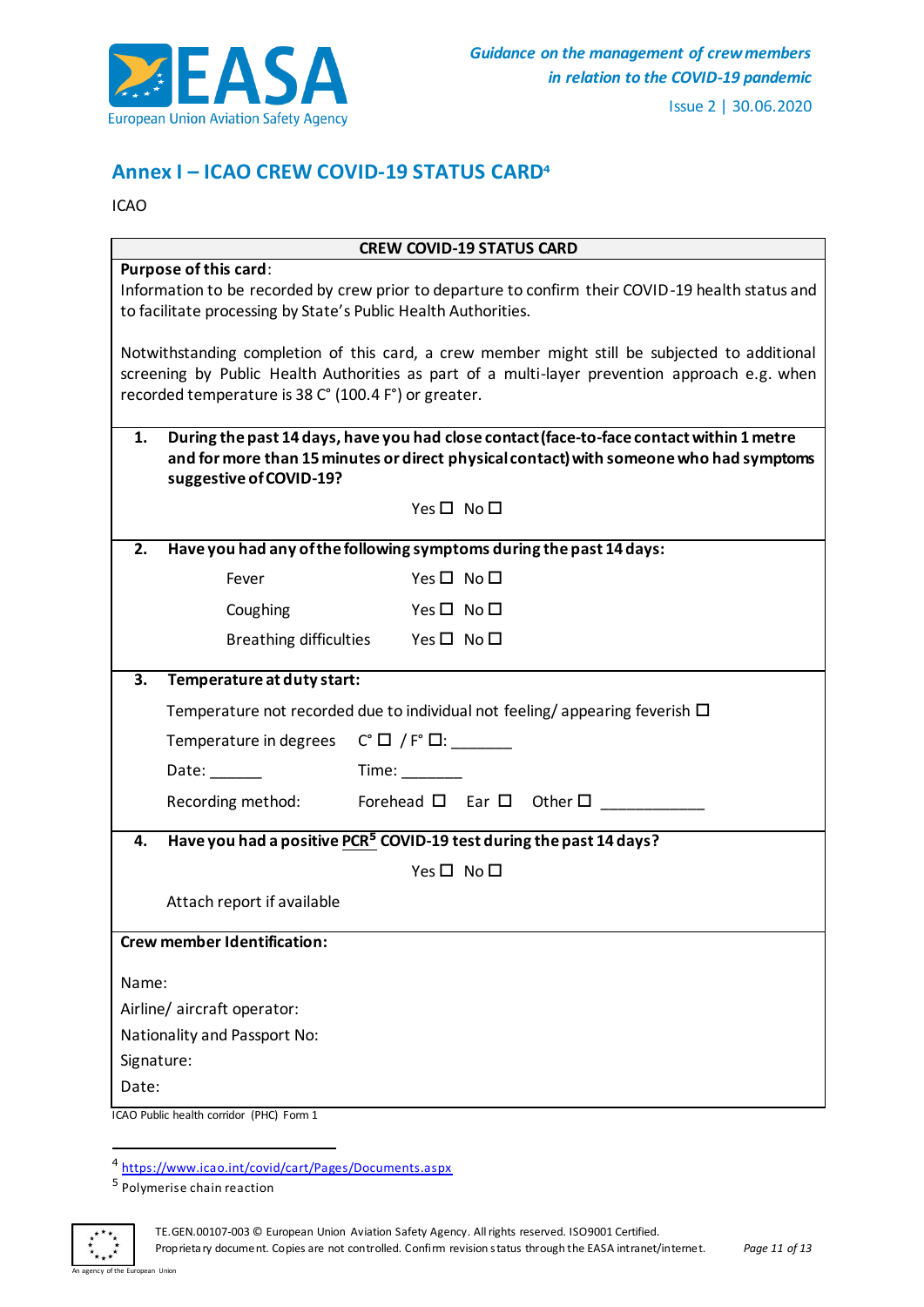## Annex I – ICAO CREW COVID-19 STATUS CARD[4]

ICAO

**CREW COVID-19 STATUS CARD**

**Purpose of this card**:
Information to be recorded by crew prior to departure to confirm their COVID-19 health status and to facilitate processing by State's Public Health Authorities.

Notwithstanding completion of this card, a crew member might still be subjected to additional screening by Public Health Authorities as part of a multi-layer prevention approach e.g. when recorded temperature is 38 C° (100.4 F°) or greater.

**1. During the past 14 days, have you had close contact (face-to-face contact within 1 metre and for more than 15 minutes or direct physical contact) with someone who had symptoms suggestive of COVID-19?**

Yes ☐ No ☐

**2. Have you had any of the following symptoms during the past 14 days:**

Fever Yes ☐ No ☐

Coughing Yes ☐ No ☐

Breathing difficulties Yes ☐ No ☐

**3. Temperature at duty start:**

Temperature not recorded due to individual not feeling/ appearing feverish ☐

Temperature in degrees C° ☐ / F° ☐: _______

Date: ______ Time: _______

Recording method: Forehead ☐ Ear ☐ Other ☐ ____________

**4. Have you had a positive PCR[5] COVID-19 test during the past 14 days?**

Yes ☐ No ☐

Attach report if available

**Crew member Identification:**

Name:

Airline/ aircraft operator:

Nationality and Passport No:

Signature:

Date:

ICAO Public health corridor (PHC) Form 1

---

[4] https://www.icao.int/covid/cart/Pages/Documents.aspx

[5] Polymerise chain reaction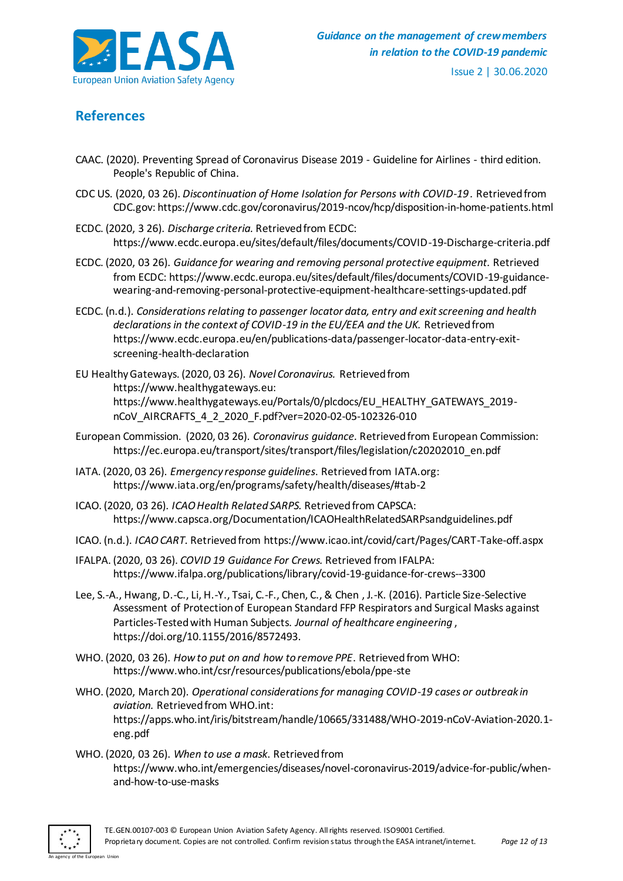## References

CAAC. (2020). Preventing Spread of Coronavirus Disease 2019 - Guideline for Airlines - third edition. People's Republic of China.

CDC US. (2020, 03 26). *Discontinuation of Home Isolation for Persons with COVID-19*. Retrieved from CDC.gov: https://www.cdc.gov/coronavirus/2019-ncov/hcp/disposition-in-home-patients.html

ECDC. (2020, 3 26). *Discharge criteria.* Retrieved from ECDC: https://www.ecdc.europa.eu/sites/default/files/documents/COVID-19-Discharge-criteria.pdf

ECDC. (2020, 03 26). *Guidance for wearing and removing personal protective equipment.* Retrieved from ECDC: https://www.ecdc.europa.eu/sites/default/files/documents/COVID-19-guidance-wearing-and-removing-personal-protective-equipment-healthcare-settings-updated.pdf

ECDC. (n.d.). *Considerations relating to passenger locator data, entry and exit screening and health declarations in the context of COVID-19 in the EU/EEA and the UK.* Retrieved from https://www.ecdc.europa.eu/en/publications-data/passenger-locator-data-entry-exit-screening-health-declaration

EU Healthy Gateways. (2020, 03 26). *Novel Coronavirus.* Retrieved from https://www.healthygateways.eu: https://www.healthygateways.eu/Portals/0/plcdocs/EU_HEALTHY_GATEWAYS_2019-nCoV_AIRCRAFTS_4_2_2020_F.pdf?ver=2020-02-05-102326-010

European Commission. (2020, 03 26). *Coronavirus guidance.* Retrieved from European Commission: https://ec.europa.eu/transport/sites/transport/files/legislation/c20202010_en.pdf

IATA. (2020, 03 26). *Emergency response guidelines*. Retrieved from IATA.org: https://www.iata.org/en/programs/safety/health/diseases/#tab-2

ICAO. (2020, 03 26). *ICAO Health Related SARPS.* Retrieved from CAPSCA: https://www.capsca.org/Documentation/ICAOHealthRelatedSARPsandguidelines.pdf

ICAO. (n.d.). *ICAO CART.* Retrieved from https://www.icao.int/covid/cart/Pages/CART-Take-off.aspx

IFALPA. (2020, 03 26). *COVID 19 Guidance For Crews.* Retrieved from IFALPA: https://www.ifalpa.org/publications/library/covid-19-guidance-for-crews--3300

Lee, S.-A., Hwang, D.-C., Li, H.-Y., Tsai, C.-F., Chen, C., & Chen , J.-K. (2016). Particle Size-Selective Assessment of Protection of European Standard FFP Respirators and Surgical Masks against Particles-Tested with Human Subjects. *Journal of healthcare engineering*, https://doi.org/10.1155/2016/8572493.

WHO. (2020, 03 26). *How to put on and how to remove PPE*. Retrieved from WHO: https://www.who.int/csr/resources/publications/ebola/ppe-ste

WHO. (2020, March 20). *Operational considerations for managing COVID-19 cases or outbreak in aviation.* Retrieved from WHO.int: https://apps.who.int/iris/bitstream/handle/10665/331488/WHO-2019-nCoV-Aviation-2020.1-eng.pdf

WHO. (2020, 03 26). *When to use a mask*. Retrieved from https://www.who.int/emergencies/diseases/novel-coronavirus-2019/advice-for-public/when-and-how-to-use-masks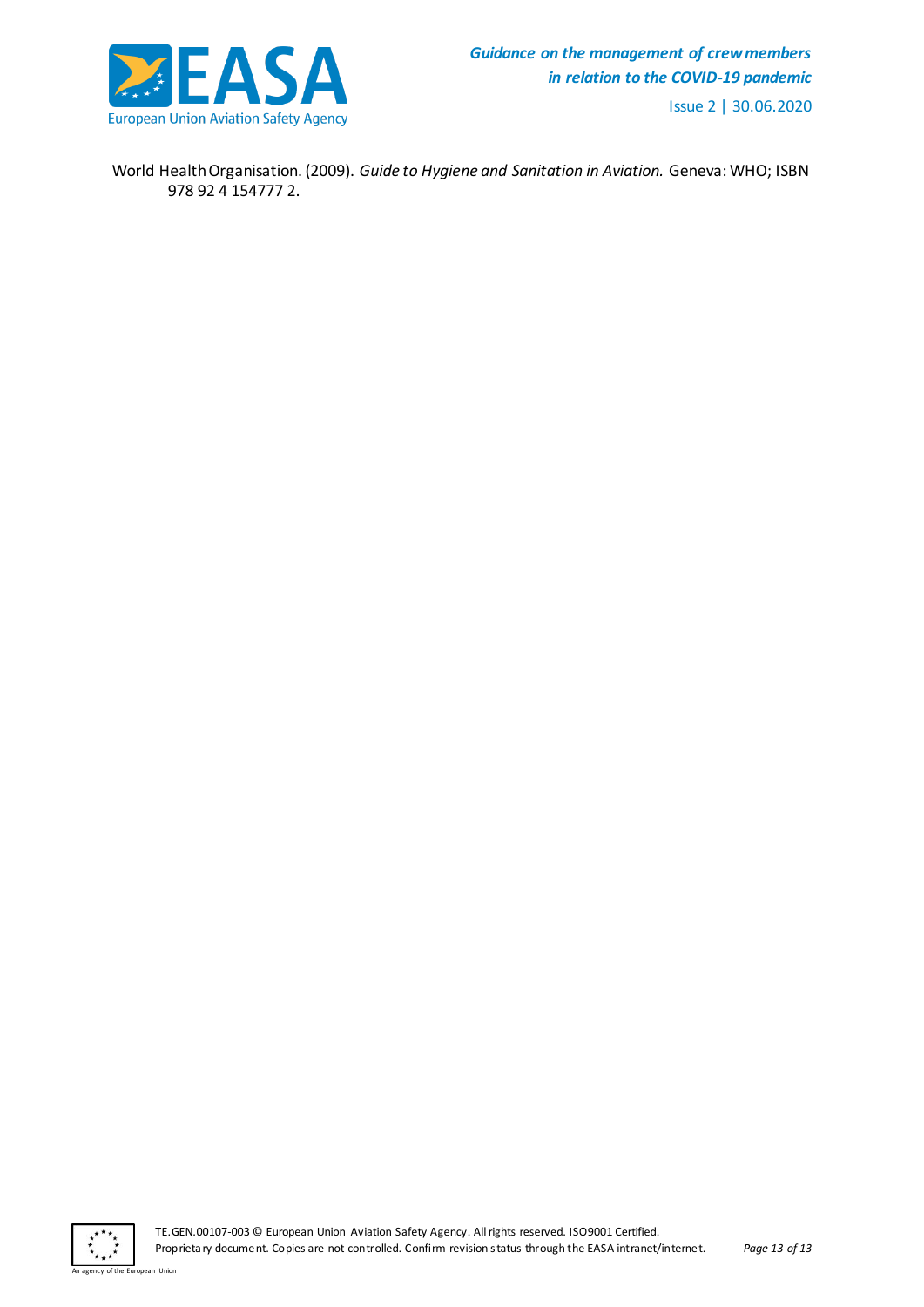World Health Organisation. (2009). *Guide to Hygiene and Sanitation in Aviation.* Geneva: WHO; ISBN 978 92 4 154777 2.